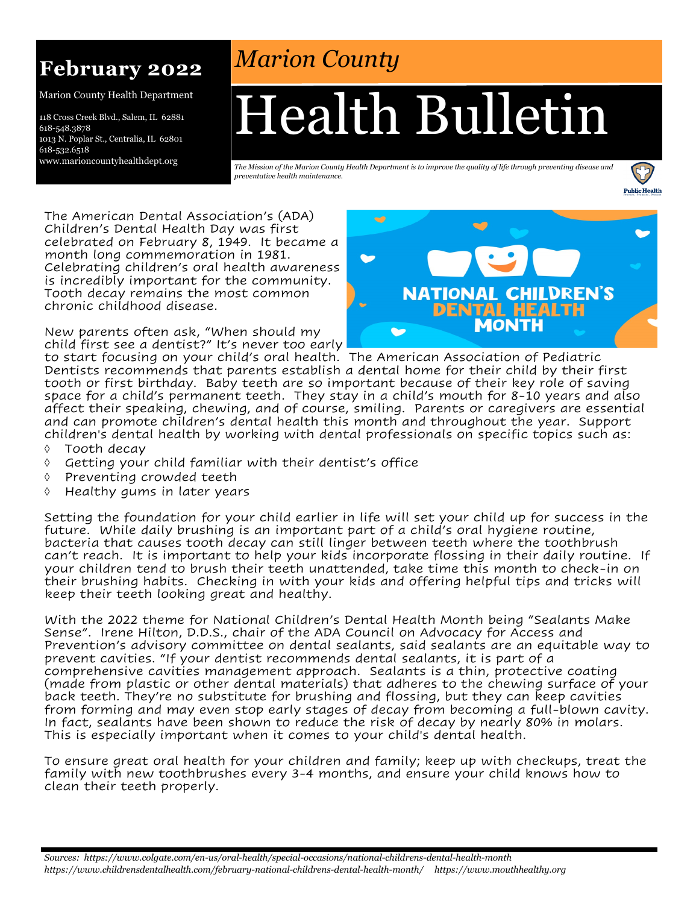# February 2022

Marion County Health Department

118 Cross Creek Blvd., Salem, IL 62881
618-548.3878
1013 N. Poplar St., Centralia, IL 62801
618-532.6518
www.marioncountyhealthdept.org

*Marion County*

# Health Bulletin

*The Mission of the Marion County Health Department is to improve the quality of life through preventing disease and preventative health maintenance.*

The American Dental Association's (ADA) Children's Dental Health Day was first celebrated on February 8, 1949. It became a month long commemoration in 1981. Celebrating children's oral health awareness is incredibly important for the community. Tooth decay remains the most common chronic childhood disease.

NATIONAL CHILDREN'S DENTAL HEALTH MONTH

New parents often ask, "When should my child first see a dentist?" It's never too early to start focusing on your child's oral health. The American Association of Pediatric Dentists recommends that parents establish a dental home for their child by their first tooth or first birthday. Baby teeth are so important because of their key role of saving space for a child's permanent teeth. They stay in a child's mouth for 8-10 years and also affect their speaking, chewing, and of course, smiling. Parents or caregivers are essential and can promote children's dental health this month and throughout the year. Support children's dental health by working with dental professionals on specific topics such as:

- Tooth decay
- Getting your child familiar with their dentist's office
- Preventing crowded teeth
- Healthy gums in later years

Setting the foundation for your child earlier in life will set your child up for success in the future. While daily brushing is an important part of a child's oral hygiene routine, bacteria that causes tooth decay can still linger between teeth where the toothbrush can't reach. It is important to help your kids incorporate flossing in their daily routine. If your children tend to brush their teeth unattended, take time this month to check-in on their brushing habits. Checking in with your kids and offering helpful tips and tricks will keep their teeth looking great and healthy.

With the 2022 theme for National Children's Dental Health Month being "Sealants Make Sense". Irene Hilton, D.D.S., chair of the ADA Council on Advocacy for Access and Prevention's advisory committee on dental sealants, said sealants are an equitable way to prevent cavities. "If your dentist recommends dental sealants, it is part of a comprehensive cavities management approach. Sealants is a thin, protective coating (made from plastic or other dental materials) that adheres to the chewing surface of your back teeth. They're no substitute for brushing and flossing, but they can keep cavities from forming and may even stop early stages of decay from becoming a full-blown cavity. In fact, sealants have been shown to reduce the risk of decay by nearly 80% in molars. This is especially important when it comes to your child's dental health.

To ensure great oral health for your children and family; keep up with checkups, treat the family with new toothbrushes every 3-4 months, and ensure your child knows how to clean their teeth properly.

*Sources: https://www.colgate.com/en-us/oral-health/special-occasions/national-childrens-dental-health-month https://www.childrensdentalhealth.com/february-national-childrens-dental-health-month/ https://www.mouthhealthy.org*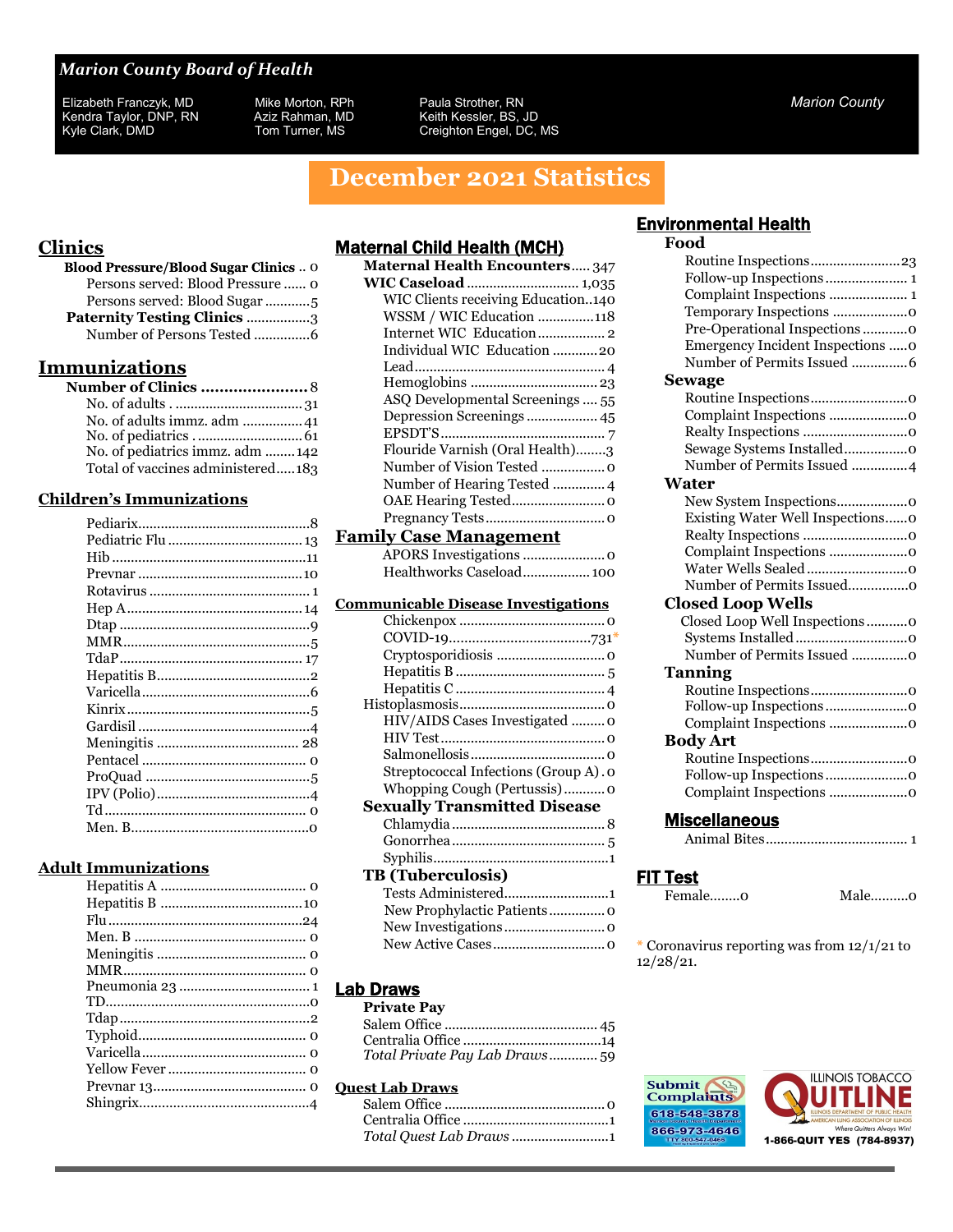# Marion County Board of Health

Elizabeth Franczyk, MD
Kendra Taylor, DNP, RN
Kyle Clark, DMD

Mike Morton, RPh
Aziz Rahman, MD
Tom Turner, MS

Paula Strother, RN
Keith Kessler, BS, JD
Creighton Engel, DC, MS

*Marion County*

# December 2021 Statistics

## Clinics

**Blood Pressure/Blood Sugar Clinics** .. 0
- Persons served: Blood Pressure ...... 0
- Persons served: Blood Sugar ............5

**Paternity Testing Clinics** .................3
- Number of Persons Tested ...............6

## Immunizations

**Number of Clinics** ....................... 8
- No. of adults ................................. 31
- No. of adults immz. adm ................ 41
- No. of pediatrics ............................ 61
- No. of pediatrics immz. adm ........ 142
- Total of vaccines administered..... 183

## Children's Immunizations

- Pediarix............................................ 8
- Pediatric Flu ................................... 13
- Hib ..................................................11
- Prevnar ........................................... 10
- Rotavirus .......................................... 1
- Hep A.............................................. 14
- Dtap .................................................. 9
- MMR.................................................. 5
- TdaP................................................ 17
- Hepatitis B......................................... 2
- Varicella............................................ 6
- Kinrix ................................................. 5
- Gardisil .............................................. 4
- Meningitis ...................................... 28
- Pentacel ............................................ 0
- ProQuad ............................................ 5
- IPV (Polio)......................................... 4
- Td ...................................................... 0
- Men. B............................................... 0

## Adult Immunizations

- Hepatitis A ....................................... 0
- Hepatitis B ...................................... 10
- Flu.................................................... 24
- Men. B .............................................. 0
- Meningitis ........................................ 0
- MMR.................................................. 0
- Pneumonia 23 ................................... 1
- TD...................................................... 0
- Tdap .................................................. 2
- Typhoid.............................................. 0
- Varicella............................................ 0
- Yellow Fever ..................................... 0
- Prevnar 13......................................... 0
- Shingrix............................................. 4

## Maternal Child Health (MCH)

**Maternal Health Encounters**..... 347

**WIC Caseload** ............................ 1,035
- WIC Clients receiving Education..140
- WSSM / WIC Education ..............118
- Internet WIC Education ................. 2
- Individual WIC Education ...........20
- Lead.................................................. 4
- Hemoglobins ................................. 23
- ASQ Developmental Screenings .... 55
- Depression Screenings .................. 45
- EPSDT'S ........................................... 7
- Flouride Varnish (Oral Health)........3
- Number of Vision Tested ................ 0
- Number of Hearing Tested ............. 4
- OAE Hearing Tested........................ 0
- Pregnancy Tests .............................. 0

## Family Case Management

- APORS Investigations ..................... 0
- Healthworks Caseload................. 100

## Communicable Disease Investigations

- Chickenpox ...................................... 0
- COVID-19.....................................731*
- Cryptosporidiosis ............................ 0
- Hepatitis B ....................................... 5
- Hepatitis C ....................................... 4
- Histoplasmosis..................................... 0
- HIV/AIDS Cases Investigated ......... 0
- HIV Test ........................................... 0
- Salmonellosis................................... 0
- Streptococcal Infections (Group A) . 0
- Whopping Cough (Pertussis)........... 0

**Sexually Transmitted Disease**
- Chlamydia ........................................ 8
- Gonorrhea ........................................ 5
- Syphilis.............................................. 1

**TB (Tuberculosis)**
- Tests Administered........................... 1
- New Prophylactic Patients .............. 0
- New Investigations .......................... 0
- New Active Cases ............................. 0

## Lab Draws

**Private Pay**
- Salem Office ................................... 45
- Centralia Office ..............................14
- *Total Private Pay Lab Draws* ............ 59

## Quest Lab Draws

- Salem Office ...................................... 0
- Centralia Office ................................. 1
- *Total Quest Lab Draws* ..................... 1

## Environmental Health

**Food**
- Routine Inspections........................23
- Follow-up Inspections ...................... 1
- Complaint Inspections ..................... 1
- Temporary Inspections .................... 0
- Pre-Operational Inspections ............ 0
- Emergency Incident Inspections ..... 0
- Number of Permits Issued ............... 6

**Sewage**
- Routine Inspections.......................... 0
- Complaint Inspections ..................... 0
- Realty Inspections ........................... 0
- Sewage Systems Installed................. 0
- Number of Permits Issued ............... 4

**Water**
- New System Inspections................... 0
- Existing Water Well Inspections...... 0
- Realty Inspections ............................ 0
- Complaint Inspections ..................... 0
- Water Wells Sealed ........................... 0
- Number of Permits Issued................ 0

**Closed Loop Wells**
- Closed Loop Well Inspections ........... 0
- Systems Installed .............................. 0
- Number of Permits Issued ............... 0

**Tanning**
- Routine Inspections.......................... 0
- Follow-up Inspections ...................... 0
- Complaint Inspections ..................... 0

**Body Art**
- Routine Inspections.......................... 0
- Follow-up Inspections ...................... 0
- Complaint Inspections ..................... 0

## Miscellaneous

- Animal Bites...................................... 1

## FIT Test

Female........0 Male..........0

\* Coronavirus reporting was from 12/1/21 to 12/28/21.

Submit Complaints
618-548-3878
866-973-4646
TTY 800-547-0466

ILLINOIS TOBACCO QUITLINE
ILLINOIS DEPARTMENT OF PUBLIC HEALTH
AMERICAN LUNG ASSOCIATION OF ILLINOIS
Where Quitters Always Win!
1-866-QUIT YES (784-8937)